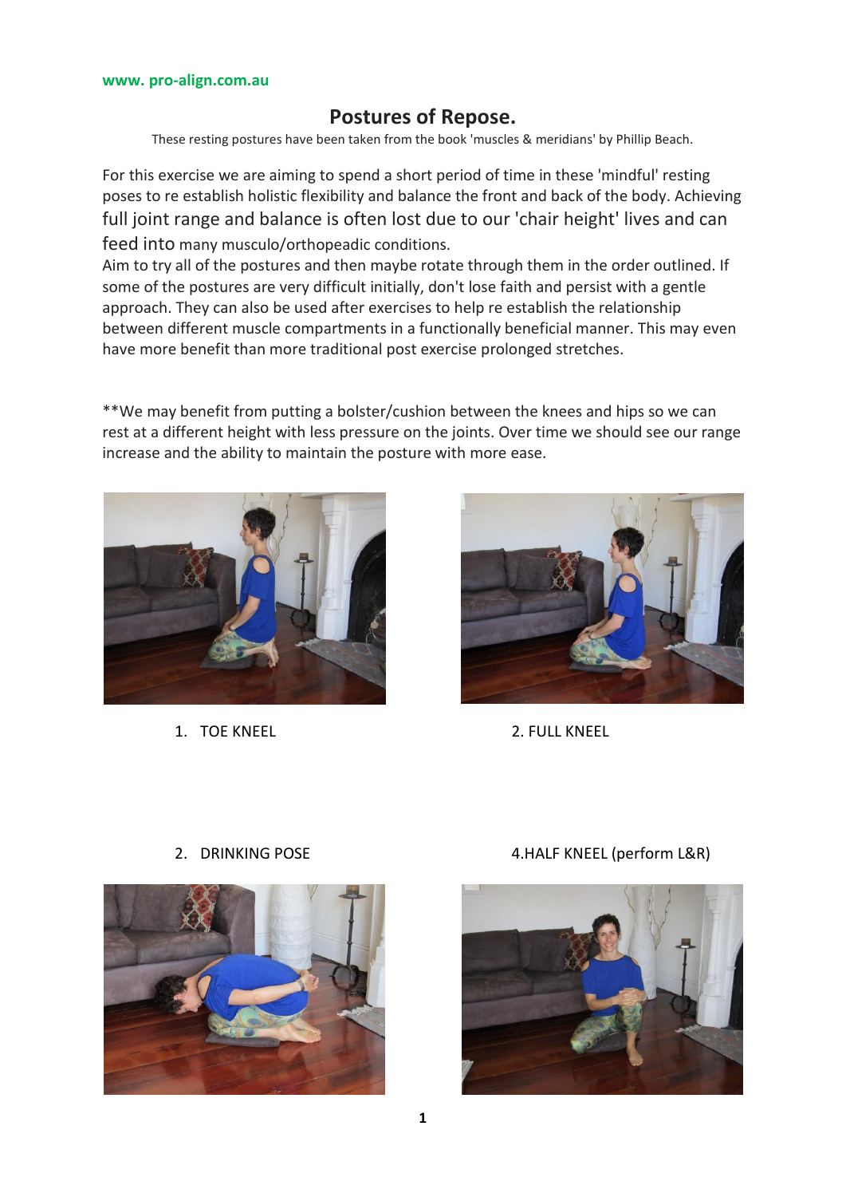www. pro-align.com.au

# Postures of Repose.

These resting postures have been taken from the book 'muscles & meridians' by Phillip Beach.

For this exercise we are aiming to spend a short period of time in these 'mindful' resting poses to re establish holistic flexibility and balance the front and back of the body. Achieving full joint range and balance is often lost due to our 'chair height' lives and can feed into many musculo/orthopeadic conditions.
Aim to try all of the postures and then maybe rotate through them in the order outlined. If some of the postures are very difficult initially, don't lose faith and persist with a gentle approach. They can also be used after exercises to help re establish the relationship between different muscle compartments in a functionally beneficial manner. This may even have more benefit than more traditional post exercise prolonged stretches.

**We may benefit from putting a bolster/cushion between the knees and hips so we can rest at a different height with less pressure on the joints. Over time we should see our range increase and the ability to maintain the posture with more ease.

1. TOE KNEEL

2. FULL KNEEL

2. DRINKING POSE

4.HALF KNEEL (perform L&R)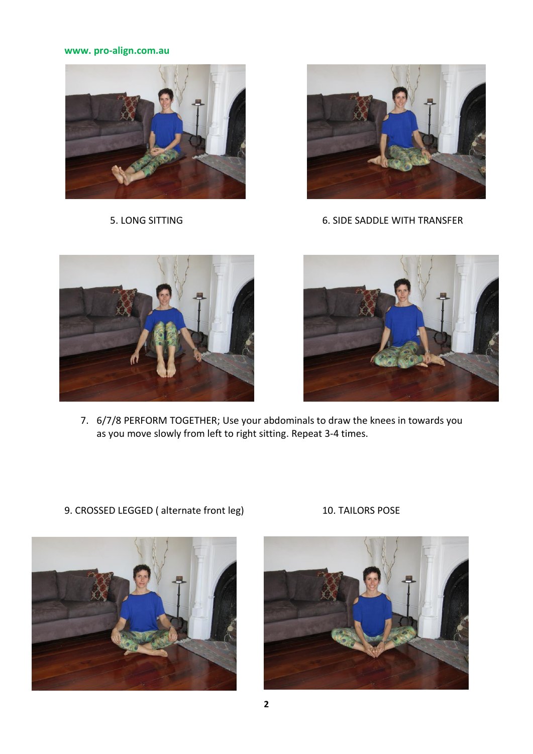www. pro-align.com.au

5. LONG SITTING

6. SIDE SADDLE WITH TRANSFER

7. 6/7/8 PERFORM TOGETHER; Use your abdominals to draw the knees in towards you as you move slowly from left to right sitting. Repeat 3-4 times.

9. CROSSED LEGGED ( alternate front leg)

10. TAILORS POSE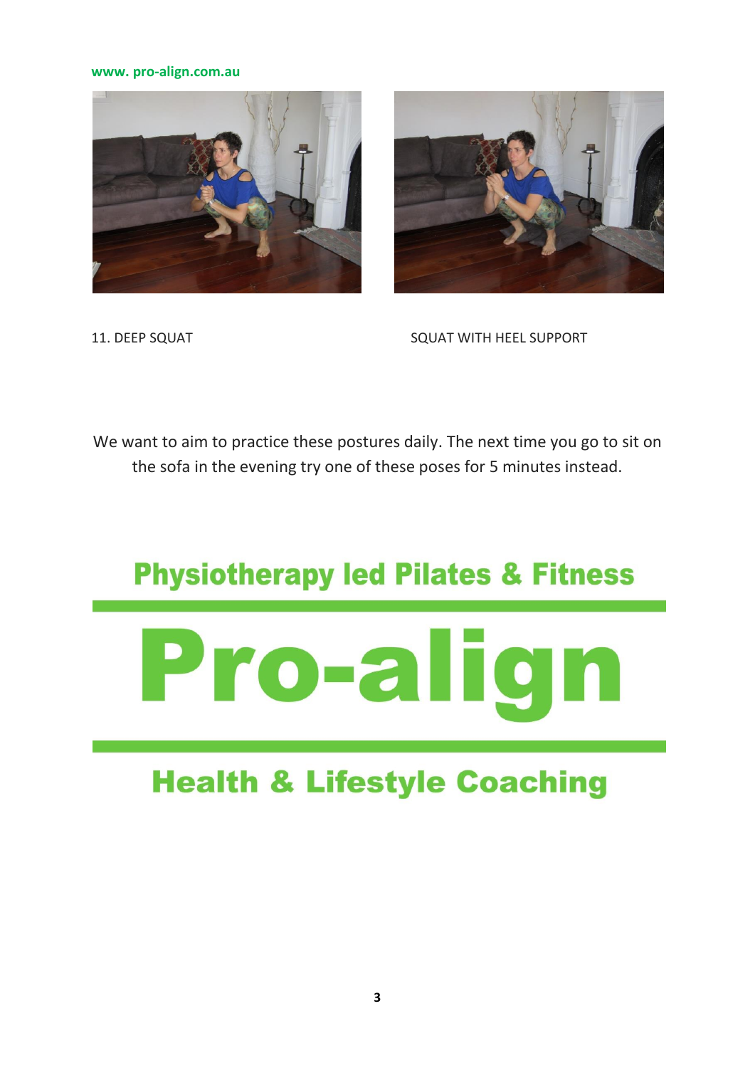www. pro-align.com.au

11. DEEP SQUAT

SQUAT WITH HEEL SUPPORT

We want to aim to practice these postures daily. The next time you go to sit on the sofa in the evening try one of these poses for 5 minutes instead.

**Physiotherapy led Pilates & Fitness**

# Pro-align

**Health & Lifestyle Coaching**